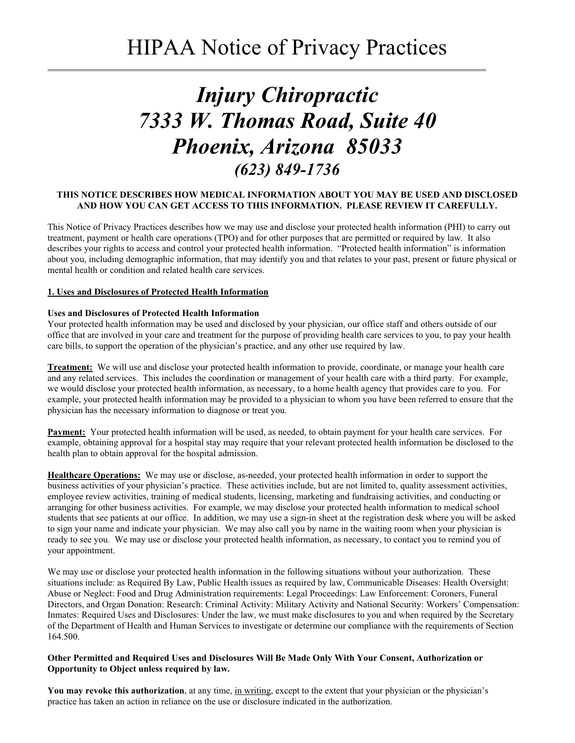# HIPAA Notice of Privacy Practices

## *Injury Chiropractic*
## *7333 W. Thomas Road, Suite 40*
## *Phoenix, Arizona 85033*
### *(623) 849-1736*

**THIS NOTICE DESCRIBES HOW MEDICAL INFORMATION ABOUT YOU MAY BE USED AND DISCLOSED AND HOW YOU CAN GET ACCESS TO THIS INFORMATION. PLEASE REVIEW IT CAREFULLY.**

This Notice of Privacy Practices describes how we may use and disclose your protected health information (PHI) to carry out treatment, payment or health care operations (TPO) and for other purposes that are permitted or required by law. It also describes your rights to access and control your protected health information. "Protected health information" is information about you, including demographic information, that may identify you and that relates to your past, present or future physical or mental health or condition and related health care services.

**<u>1. Uses and Disclosures of Protected Health Information</u>**

**Uses and Disclosures of Protected Health Information**
Your protected health information may be used and disclosed by your physician, our office staff and others outside of our office that are involved in your care and treatment for the purpose of providing health care services to you, to pay your health care bills, to support the operation of the physician's practice, and any other use required by law.

**<u>Treatment:</u>** We will use and disclose your protected health information to provide, coordinate, or manage your health care and any related services. This includes the coordination or management of your health care with a third party. For example, we would disclose your protected health information, as necessary, to a home health agency that provides care to you. For example, your protected health information may be provided to a physician to whom you have been referred to ensure that the physician has the necessary information to diagnose or treat you.

**<u>Payment:</u>** Your protected health information will be used, as needed, to obtain payment for your health care services. For example, obtaining approval for a hospital stay may require that your relevant protected health information be disclosed to the health plan to obtain approval for the hospital admission.

**<u>Healthcare Operations:</u>** We may use or disclose, as-needed, your protected health information in order to support the business activities of your physician's practice. These activities include, but are not limited to, quality assessment activities, employee review activities, training of medical students, licensing, marketing and fundraising activities, and conducting or arranging for other business activities. For example, we may disclose your protected health information to medical school students that see patients at our office. In addition, we may use a sign-in sheet at the registration desk where you will be asked to sign your name and indicate your physician. We may also call you by name in the waiting room when your physician is ready to see you. We may use or disclose your protected health information, as necessary, to contact you to remind you of your appointment.

We may use or disclose your protected health information in the following situations without your authorization. These situations include: as Required By Law, Public Health issues as required by law, Communicable Diseases: Health Oversight: Abuse or Neglect: Food and Drug Administration requirements: Legal Proceedings: Law Enforcement: Coroners, Funeral Directors, and Organ Donation: Research: Criminal Activity: Military Activity and National Security: Workers' Compensation: Inmates: Required Uses and Disclosures: Under the law, we must make disclosures to you and when required by the Secretary of the Department of Health and Human Services to investigate or determine our compliance with the requirements of Section 164.500.

**Other Permitted and Required Uses and Disclosures Will Be Made Only With Your Consent, Authorization or Opportunity to Object unless required by law.**

**You may revoke this authorization**, at any time, <u>in writing</u>, except to the extent that your physician or the physician's practice has taken an action in reliance on the use or disclosure indicated in the authorization.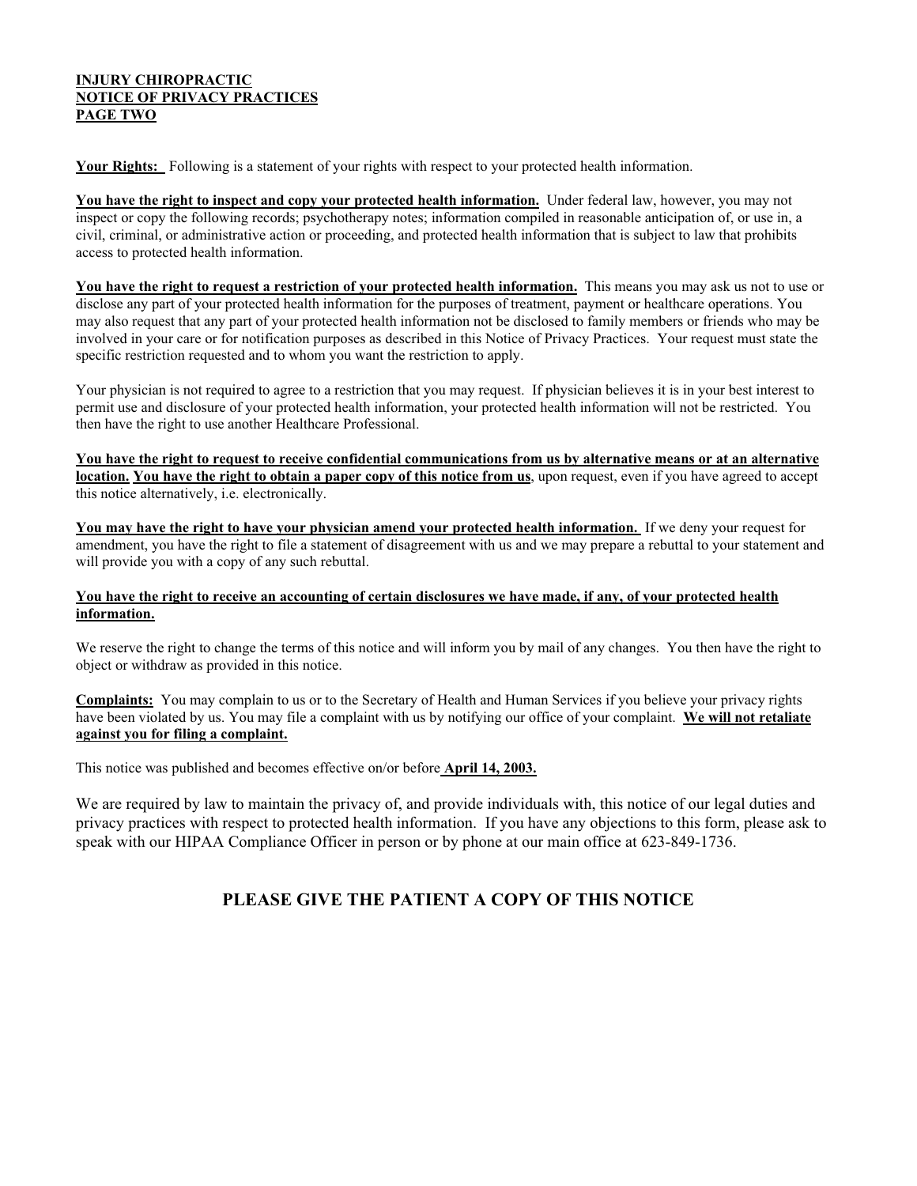**INJURY CHIROPRACTIC**
**NOTICE OF PRIVACY PRACTICES**
**PAGE TWO**

**Your Rights:** Following is a statement of your rights with respect to your protected health information.

**You have the right to inspect and copy your protected health information.** Under federal law, however, you may not inspect or copy the following records; psychotherapy notes; information compiled in reasonable anticipation of, or use in, a civil, criminal, or administrative action or proceeding, and protected health information that is subject to law that prohibits access to protected health information.

**You have the right to request a restriction of your protected health information.** This means you may ask us not to use or disclose any part of your protected health information for the purposes of treatment, payment or healthcare operations. You may also request that any part of your protected health information not be disclosed to family members or friends who may be involved in your care or for notification purposes as described in this Notice of Privacy Practices. Your request must state the specific restriction requested and to whom you want the restriction to apply.

Your physician is not required to agree to a restriction that you may request. If physician believes it is in your best interest to permit use and disclosure of your protected health information, your protected health information will not be restricted. You then have the right to use another Healthcare Professional.

**You have the right to request to receive confidential communications from us by alternative means or at an alternative location. You have the right to obtain a paper copy of this notice from us**, upon request, even if you have agreed to accept this notice alternatively, i.e. electronically.

**You may have the right to have your physician amend your protected health information.** If we deny your request for amendment, you have the right to file a statement of disagreement with us and we may prepare a rebuttal to your statement and will provide you with a copy of any such rebuttal.

**You have the right to receive an accounting of certain disclosures we have made, if any, of your protected health information.**

We reserve the right to change the terms of this notice and will inform you by mail of any changes. You then have the right to object or withdraw as provided in this notice.

**Complaints:** You may complain to us or to the Secretary of Health and Human Services if you believe your privacy rights have been violated by us. You may file a complaint with us by notifying our office of your complaint. **We will not retaliate against you for filing a complaint.**

This notice was published and becomes effective on/or before **April 14, 2003.**

We are required by law to maintain the privacy of, and provide individuals with, this notice of our legal duties and privacy practices with respect to protected health information. If you have any objections to this form, please ask to speak with our HIPAA Compliance Officer in person or by phone at our main office at 623-849-1736.

## PLEASE GIVE THE PATIENT A COPY OF THIS NOTICE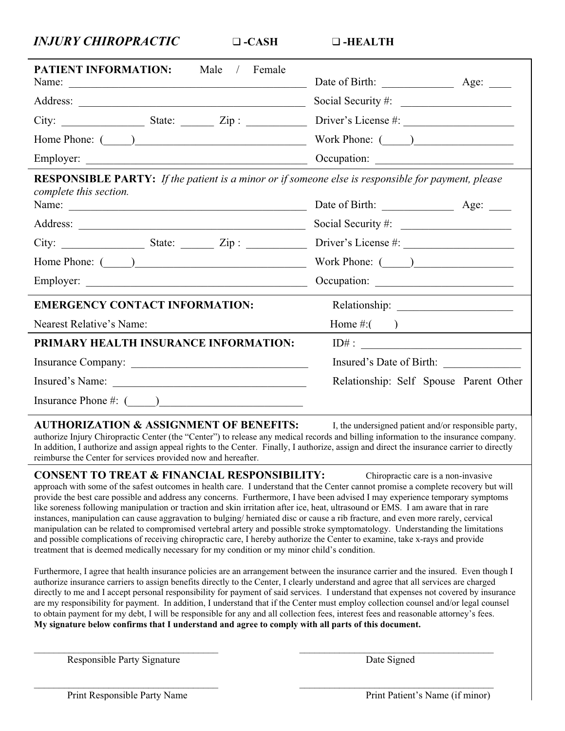# *INJURY CHIROPRACTIC* ❑ -CASH ❑ -HEALTH

**PATIENT INFORMATION:** Male / Female

Name: ____________________ Date of Birth: __________ Age: ____

Address: ____________________ Social Security #: __________

City: __________ State: ______ Zip : __________ Driver's License #: __________

Home Phone: (_____)____________________ Work Phone: (_____)__________

Employer: ____________________ Occupation: __________

**RESPONSIBLE PARTY:** *If the patient is a minor or if someone else is responsible for payment, please complete this section.*

Name: ____________________ Date of Birth: __________ Age: ____

Address: ____________________ Social Security #: __________

City: __________ State: ______ Zip : __________ Driver's License #: __________

Home Phone: (_____)____________________ Work Phone: (_____)__________

Employer: ____________________ Occupation: __________

**EMERGENCY CONTACT INFORMATION:** Relationship: __________

Nearest Relative's Name: Home #:(     )

**PRIMARY HEALTH INSURANCE INFORMATION:** ID# : __________

Insurance Company: ____________________ Insured's Date of Birth: __________

Insured's Name: ____________________ Relationship: Self Spouse Parent Other

Insurance Phone #: (_____)____________________

**AUTHORIZATION & ASSIGNMENT OF BENEFITS:** I, the undersigned patient and/or responsible party, authorize Injury Chiropractic Center (the "Center") to release any medical records and billing information to the insurance company. In addition, I authorize and assign appeal rights to the Center. Finally, I authorize, assign and direct the insurance carrier to directly reimburse the Center for services provided now and hereafter.

**CONSENT TO TREAT & FINANCIAL RESPONSIBILITY:** Chiropractic care is a non-invasive approach with some of the safest outcomes in health care. I understand that the Center cannot promise a complete recovery but will provide the best care possible and address any concerns. Furthermore, I have been advised I may experience temporary symptoms like soreness following manipulation or traction and skin irritation after ice, heat, ultrasound or EMS. I am aware that in rare instances, manipulation can cause aggravation to bulging/ herniated disc or cause a rib fracture, and even more rarely, cervical manipulation can be related to compromised vertebral artery and possible stroke symptomatology. Understanding the limitations and possible complications of receiving chiropractic care, I hereby authorize the Center to examine, take x-rays and provide treatment that is deemed medically necessary for my condition or my minor child's condition.

Furthermore, I agree that health insurance policies are an arrangement between the insurance carrier and the insured. Even though I authorize insurance carriers to assign benefits directly to the Center, I clearly understand and agree that all services are charged directly to me and I accept personal responsibility for payment of said services. I understand that expenses not covered by insurance are my responsibility for payment. In addition, I understand that if the Center must employ collection counsel and/or legal counsel to obtain payment for my debt, I will be responsible for any and all collection fees, interest fees and reasonable attorney's fees.
**My signature below confirms that I understand and agree to comply with all parts of this document.**

____________________ ____________________
Responsible Party Signature Date Signed

____________________ ____________________
Print Responsible Party Name Print Patient's Name (if minor)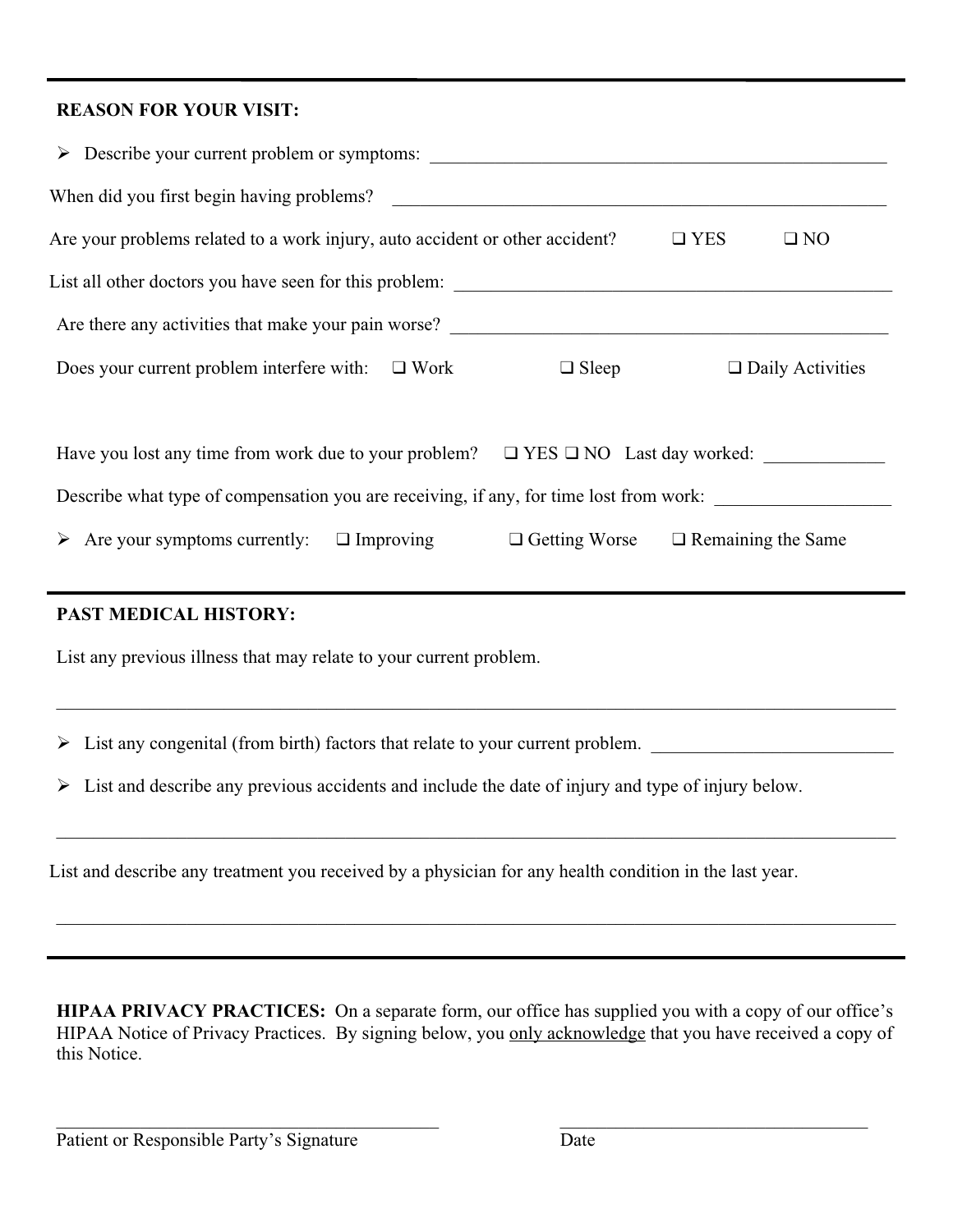**REASON FOR YOUR VISIT:**

- Describe your current problem or symptoms: ____________________________________________________

When did you first begin having problems? ____________________________________________________

Are your problems related to a work injury, auto accident or other accident? ❑ YES ❑ NO

List all other doctors you have seen for this problem: ____________________________________________

Are there any activities that make your pain worse? ______________________________________________

Does your current problem interfere with: ❑ Work ❑ Sleep ❑ Daily Activities

Have you lost any time from work due to your problem? ❑ YES ❑ NO Last day worked: _____________

Describe what type of compensation you are receiving, if any, for time lost from work: ___________________

- Are your symptoms currently: ❑ Improving ❑ Getting Worse ❑ Remaining the Same

---

**PAST MEDICAL HISTORY:**

List any previous illness that may relate to your current problem.

____________________________________________________________________________________

- List any congenital (from birth) factors that relate to your current problem. __________________________
- List and describe any previous accidents and include the date of injury and type of injury below.

____________________________________________________________________________________

List and describe any treatment you received by a physician for any health condition in the last year.

____________________________________________________________________________________

---

**HIPAA PRIVACY PRACTICES:** On a separate form, our office has supplied you with a copy of our office's HIPAA Notice of Privacy Practices. By signing below, you <u>only acknowledge</u> that you have received a copy of this Notice.

___________________________________________ ___________________________________

Patient or Responsible Party's Signature Date